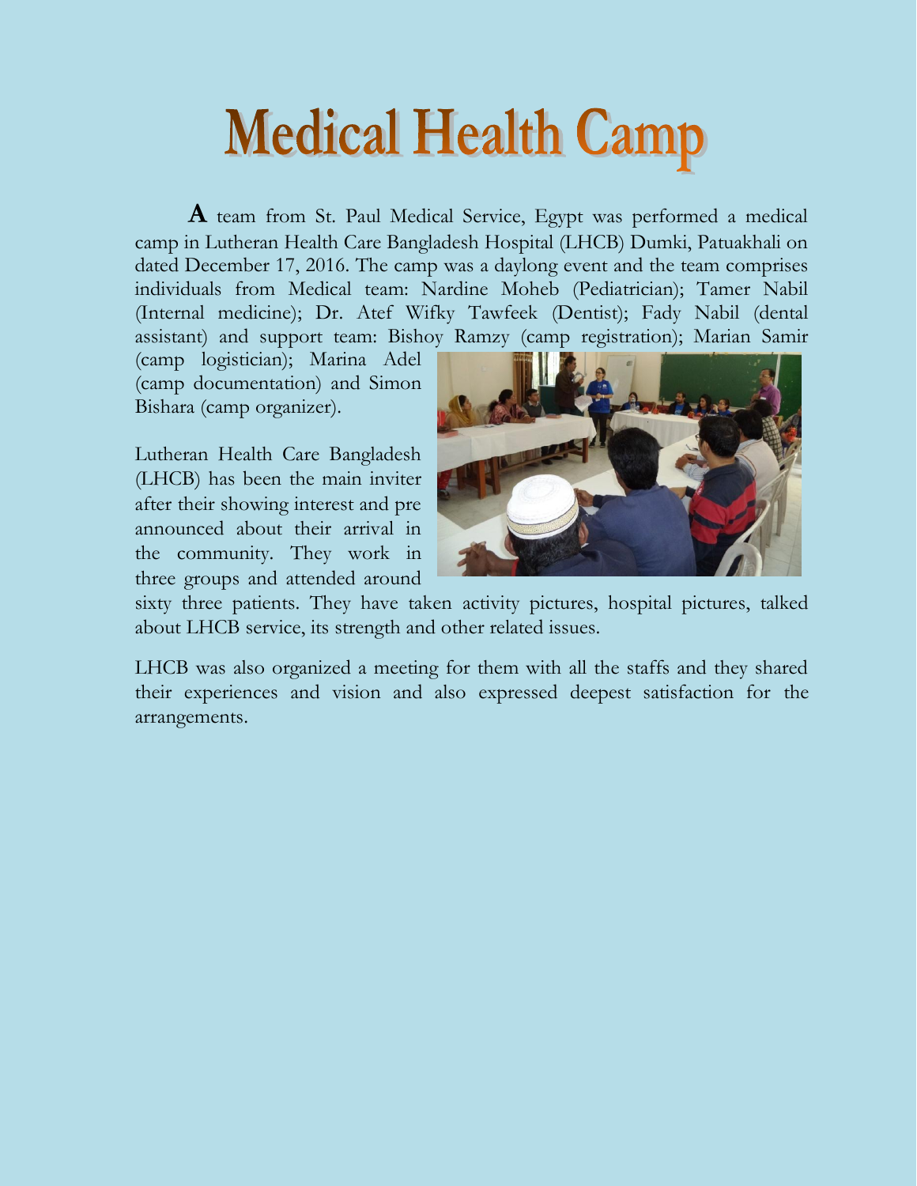# Medical Health Camp

**A** team from St. Paul Medical Service, Egypt was performed a medical camp in Lutheran Health Care Bangladesh Hospital (LHCB) Dumki, Patuakhali on dated December 17, 2016. The camp was a daylong event and the team comprises individuals from Medical team: Nardine Moheb (Pediatrician); Tamer Nabil (Internal medicine); Dr. Atef Wifky Tawfeek (Dentist); Fady Nabil (dental assistant) and support team: Bishoy Ramzy (camp registration); Marian Samir (camp logistician); Marina Adel (camp documentation) and Simon Bishara (camp organizer).

Lutheran Health Care Bangladesh (LHCB) has been the main inviter after their showing interest and pre announced about their arrival in the community. They work in three groups and attended around sixty three patients. They have taken activity pictures, hospital pictures, talked about LHCB service, its strength and other related issues.

LHCB was also organized a meeting for them with all the staffs and they shared their experiences and vision and also expressed deepest satisfaction for the arrangements.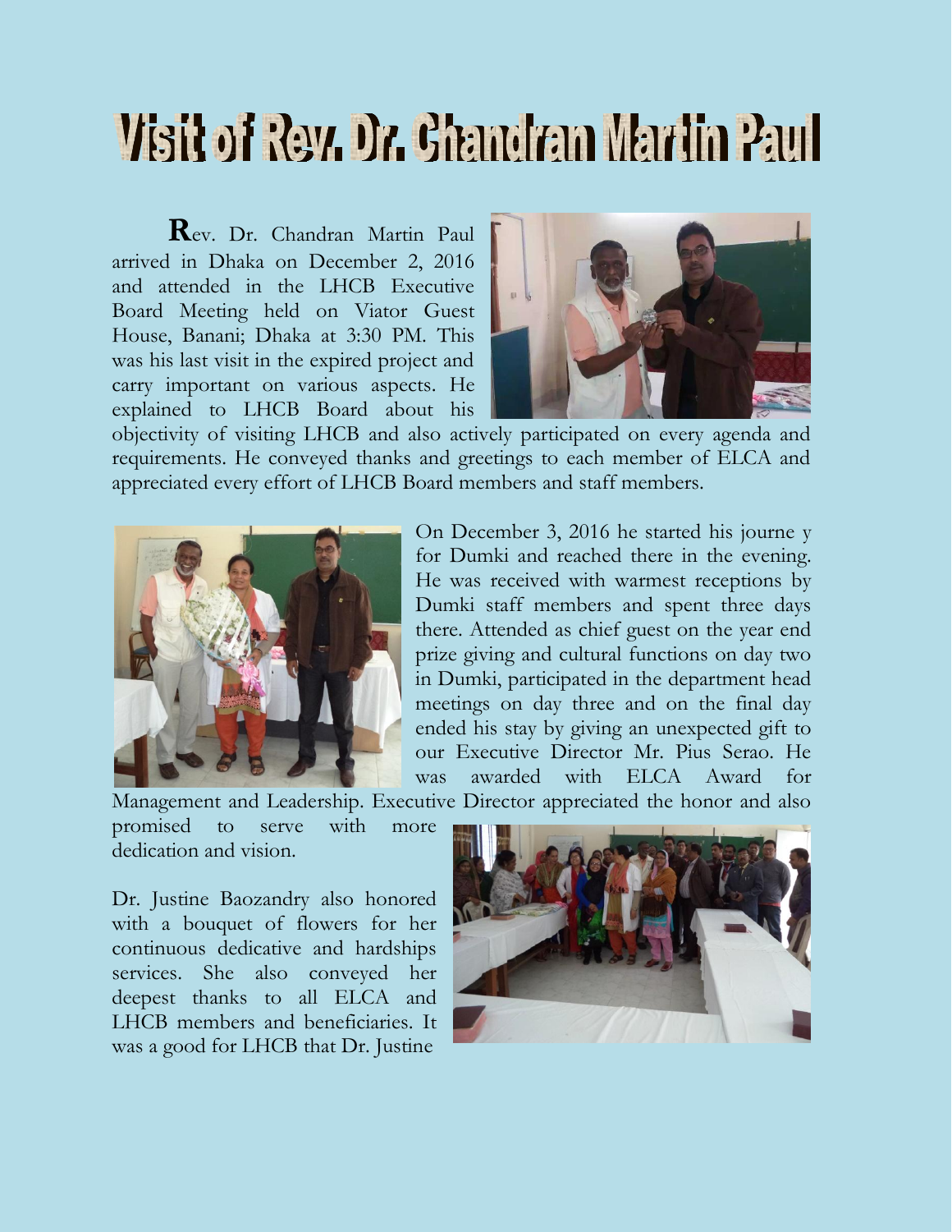# Visit of Rev. Dr. Chandran Martin Paul

**R**ev. Dr. Chandran Martin Paul arrived in Dhaka on December 2, 2016 and attended in the LHCB Executive Board Meeting held on Viator Guest House, Banani; Dhaka at 3:30 PM. This was his last visit in the expired project and carry important on various aspects. He explained to LHCB Board about his objectivity of visiting LHCB and also actively participated on every agenda and requirements. He conveyed thanks and greetings to each member of ELCA and appreciated every effort of LHCB Board members and staff members.

On December 3, 2016 he started his journe y for Dumki and reached there in the evening. He was received with warmest receptions by Dumki staff members and spent three days there. Attended as chief guest on the year end prize giving and cultural functions on day two in Dumki, participated in the department head meetings on day three and on the final day ended his stay by giving an unexpected gift to our Executive Director Mr. Pius Serao. He was awarded with ELCA Award for Management and Leadership. Executive Director appreciated the honor and also promised to serve with more dedication and vision.

Dr. Justine Baozandry also honored with a bouquet of flowers for her continuous dedicative and hardships services. She also conveyed her deepest thanks to all ELCA and LHCB members and beneficiaries. It was a good for LHCB that Dr. Justine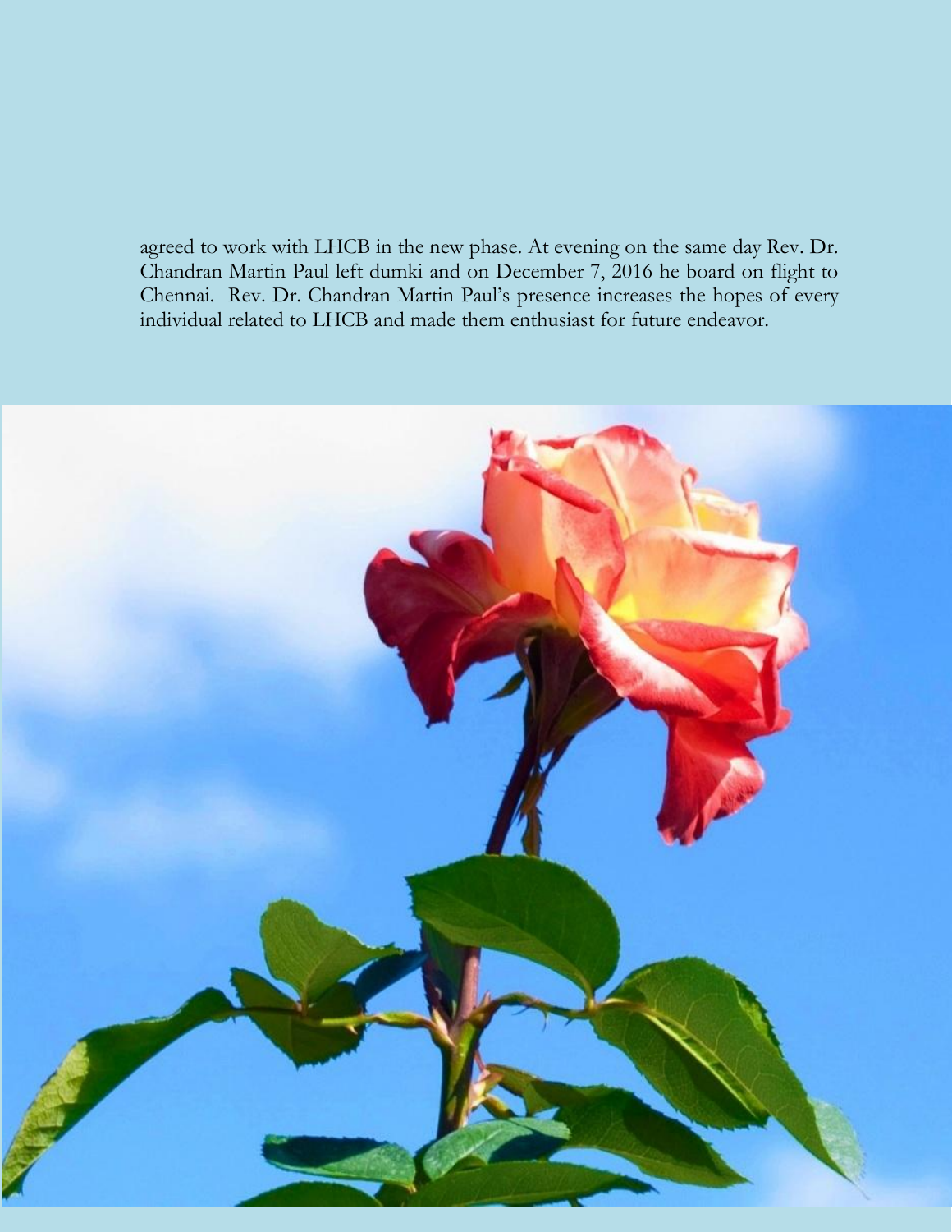agreed to work with LHCB in the new phase. At evening on the same day Rev. Dr. Chandran Martin Paul left dumki and on December 7, 2016 he board on flight to Chennai. Rev. Dr. Chandran Martin Paul's presence increases the hopes of every individual related to LHCB and made them enthusiast for future endeavor.